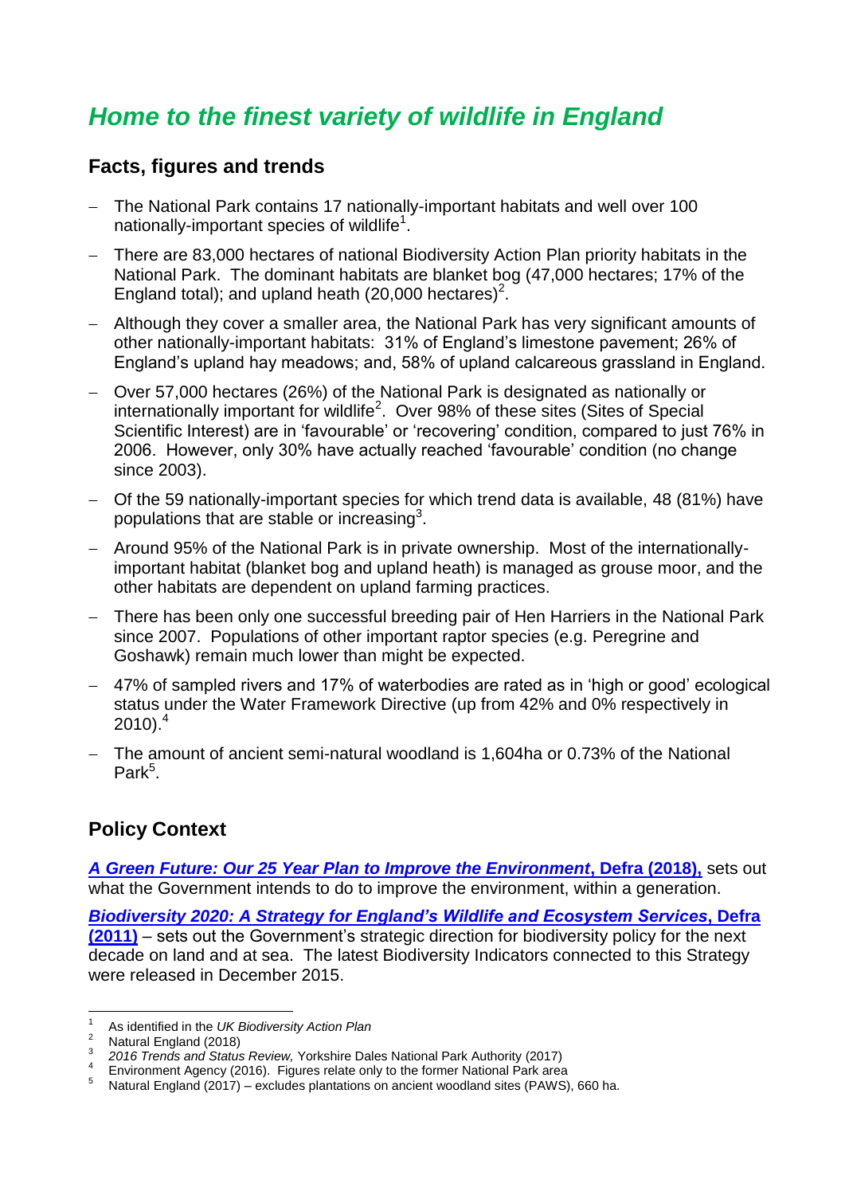# *Home to the finest variety of wildlife in England*

## Facts, figures and trends

- The National Park contains 17 nationally-important habitats and well over 100 nationally-important species of wildlife[1].
- There are 83,000 hectares of national Biodiversity Action Plan priority habitats in the National Park. The dominant habitats are blanket bog (47,000 hectares; 17% of the England total); and upland heath (20,000 hectares)[2].
- Although they cover a smaller area, the National Park has very significant amounts of other nationally-important habitats: 31% of England's limestone pavement; 26% of England's upland hay meadows; and, 58% of upland calcareous grassland in England.
- Over 57,000 hectares (26%) of the National Park is designated as nationally or internationally important for wildlife[2]. Over 98% of these sites (Sites of Special Scientific Interest) are in 'favourable' or 'recovering' condition, compared to just 76% in 2006. However, only 30% have actually reached 'favourable' condition (no change since 2003).
- Of the 59 nationally-important species for which trend data is available, 48 (81%) have populations that are stable or increasing[3].
- Around 95% of the National Park is in private ownership. Most of the internationally-important habitat (blanket bog and upland heath) is managed as grouse moor, and the other habitats are dependent on upland farming practices.
- There has been only one successful breeding pair of Hen Harriers in the National Park since 2007. Populations of other important raptor species (e.g. Peregrine and Goshawk) remain much lower than might be expected.
- 47% of sampled rivers and 17% of waterbodies are rated as in 'high or good' ecological status under the Water Framework Directive (up from 42% and 0% respectively in 2010).[4]
- The amount of ancient semi-natural woodland is 1,604ha or 0.73% of the National Park[5].

## Policy Context

***A Green Future: Our 25 Year Plan to Improve the Environment*, Defra (2018),** sets out what the Government intends to do to improve the environment, within a generation.

***Biodiversity 2020: A Strategy for England's Wildlife and Ecosystem Services*, Defra (2011)** – sets out the Government's strategic direction for biodiversity policy for the next decade on land and at sea. The latest Biodiversity Indicators connected to this Strategy were released in December 2015.

---

1 As identified in the *UK Biodiversity Action Plan*

2 Natural England (2018)

3 *2016 Trends and Status Review,* Yorkshire Dales National Park Authority (2017)

4 Environment Agency (2016). Figures relate only to the former National Park area

5 Natural England (2017) – excludes plantations on ancient woodland sites (PAWS), 660 ha.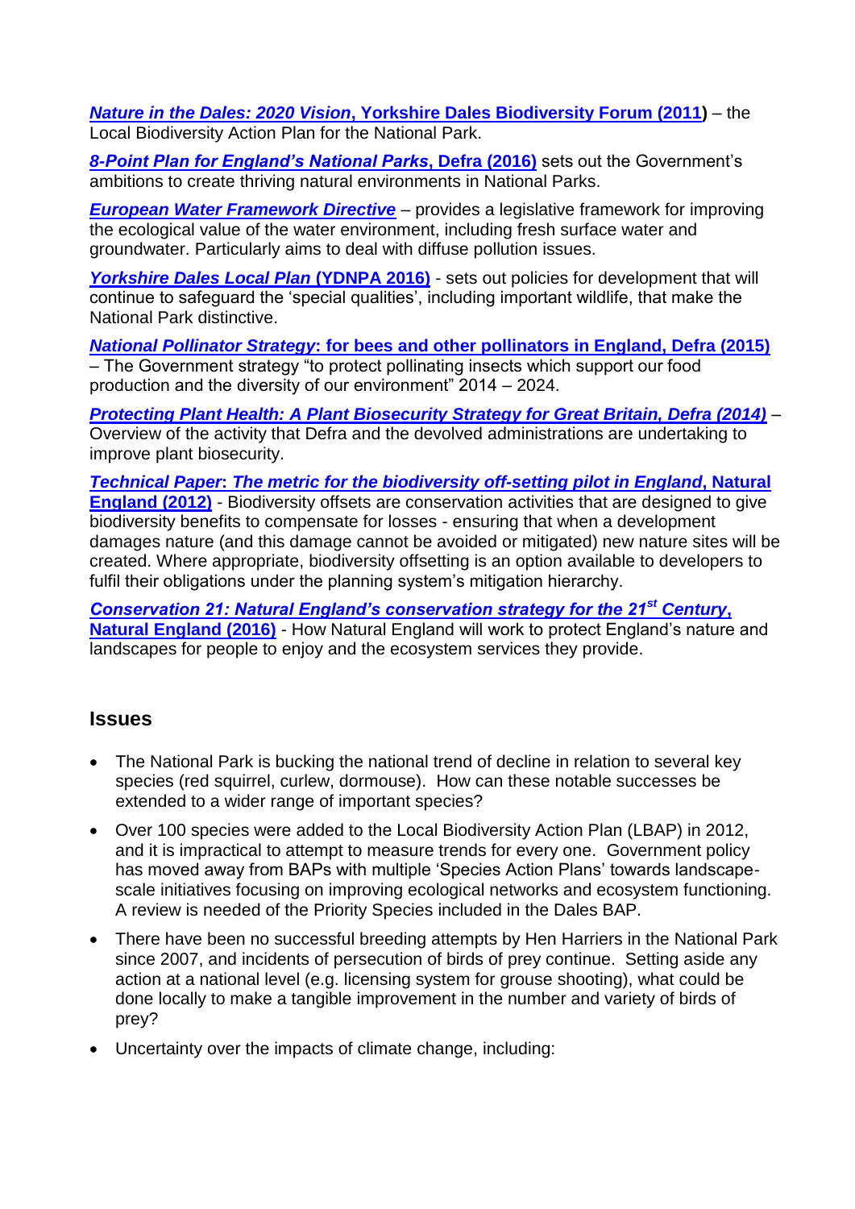***Nature in the Dales: 2020 Vision*, Yorkshire Dales Biodiversity Forum (2011)** – the Local Biodiversity Action Plan for the National Park.

***8-Point Plan for England's National Parks*, Defra (2016)** sets out the Government's ambitions to create thriving natural environments in National Parks.

***European Water Framework Directive*** – provides a legislative framework for improving the ecological value of the water environment, including fresh surface water and groundwater. Particularly aims to deal with diffuse pollution issues.

***Yorkshire Dales Local Plan* (YDNPA 2016)** - sets out policies for development that will continue to safeguard the 'special qualities', including important wildlife, that make the National Park distinctive.

***National Pollinator Strategy*: for bees and other pollinators in England, Defra (2015)** – The Government strategy "to protect pollinating insects which support our food production and the diversity of our environment" 2014 – 2024.

***Protecting Plant Health: A Plant Biosecurity Strategy for Great Britain, Defra (2014)*** – Overview of the activity that Defra and the devolved administrations are undertaking to improve plant biosecurity.

***Technical Paper*: *The metric for the biodiversity off-setting pilot in England*, Natural England (2012)** - Biodiversity offsets are conservation activities that are designed to give biodiversity benefits to compensate for losses - ensuring that when a development damages nature (and this damage cannot be avoided or mitigated) new nature sites will be created. Where appropriate, biodiversity offsetting is an option available to developers to fulfil their obligations under the planning system's mitigation hierarchy.

***Conservation 21: Natural England's conservation strategy for the 21st Century*, Natural England (2016)** - How Natural England will work to protect England's nature and landscapes for people to enjoy and the ecosystem services they provide.

## Issues

- The National Park is bucking the national trend of decline in relation to several key species (red squirrel, curlew, dormouse). How can these notable successes be extended to a wider range of important species?
- Over 100 species were added to the Local Biodiversity Action Plan (LBAP) in 2012, and it is impractical to attempt to measure trends for every one. Government policy has moved away from BAPs with multiple 'Species Action Plans' towards landscape-scale initiatives focusing on improving ecological networks and ecosystem functioning. A review is needed of the Priority Species included in the Dales BAP.
- There have been no successful breeding attempts by Hen Harriers in the National Park since 2007, and incidents of persecution of birds of prey continue. Setting aside any action at a national level (e.g. licensing system for grouse shooting), what could be done locally to make a tangible improvement in the number and variety of birds of prey?
- Uncertainty over the impacts of climate change, including: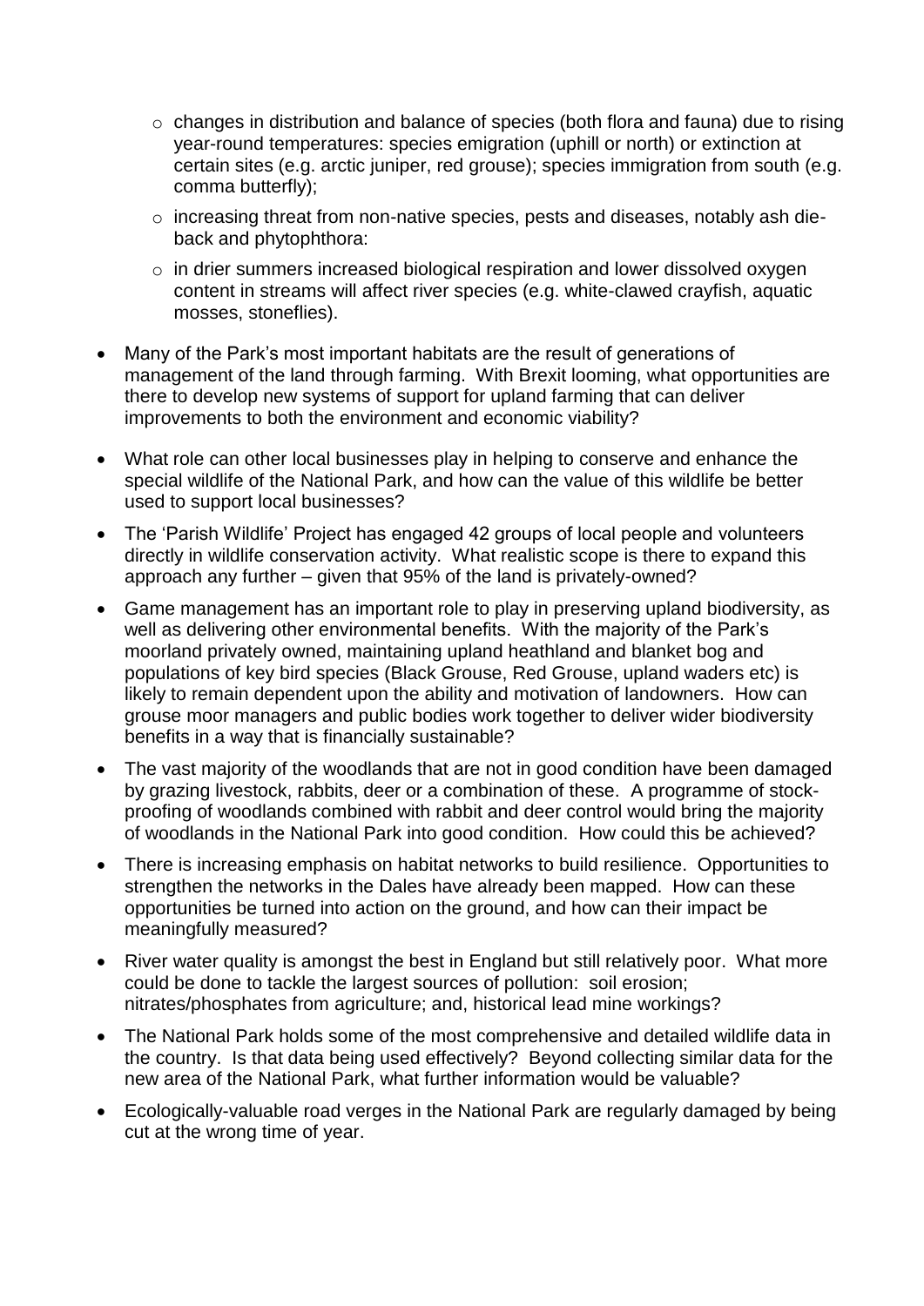- changes in distribution and balance of species (both flora and fauna) due to rising year-round temperatures: species emigration (uphill or north) or extinction at certain sites (e.g. arctic juniper, red grouse); species immigration from south (e.g. comma butterfly);
  - increasing threat from non-native species, pests and diseases, notably ash die-back and phytophthora:
  - in drier summers increased biological respiration and lower dissolved oxygen content in streams will affect river species (e.g. white-clawed crayfish, aquatic mosses, stoneflies).

- Many of the Park's most important habitats are the result of generations of management of the land through farming. With Brexit looming, what opportunities are there to develop new systems of support for upland farming that can deliver improvements to both the environment and economic viability?
- What role can other local businesses play in helping to conserve and enhance the special wildlife of the National Park, and how can the value of this wildlife be better used to support local businesses?
- The 'Parish Wildlife' Project has engaged 42 groups of local people and volunteers directly in wildlife conservation activity. What realistic scope is there to expand this approach any further – given that 95% of the land is privately-owned?
- Game management has an important role to play in preserving upland biodiversity, as well as delivering other environmental benefits. With the majority of the Park's moorland privately owned, maintaining upland heathland and blanket bog and populations of key bird species (Black Grouse, Red Grouse, upland waders etc) is likely to remain dependent upon the ability and motivation of landowners. How can grouse moor managers and public bodies work together to deliver wider biodiversity benefits in a way that is financially sustainable?
- The vast majority of the woodlands that are not in good condition have been damaged by grazing livestock, rabbits, deer or a combination of these. A programme of stock-proofing of woodlands combined with rabbit and deer control would bring the majority of woodlands in the National Park into good condition. How could this be achieved?
- There is increasing emphasis on habitat networks to build resilience. Opportunities to strengthen the networks in the Dales have already been mapped. How can these opportunities be turned into action on the ground, and how can their impact be meaningfully measured?
- River water quality is amongst the best in England but still relatively poor. What more could be done to tackle the largest sources of pollution: soil erosion; nitrates/phosphates from agriculture; and, historical lead mine workings?
- The National Park holds some of the most comprehensive and detailed wildlife data in the country. Is that data being used effectively? Beyond collecting similar data for the new area of the National Park, what further information would be valuable?
- Ecologically-valuable road verges in the National Park are regularly damaged by being cut at the wrong time of year.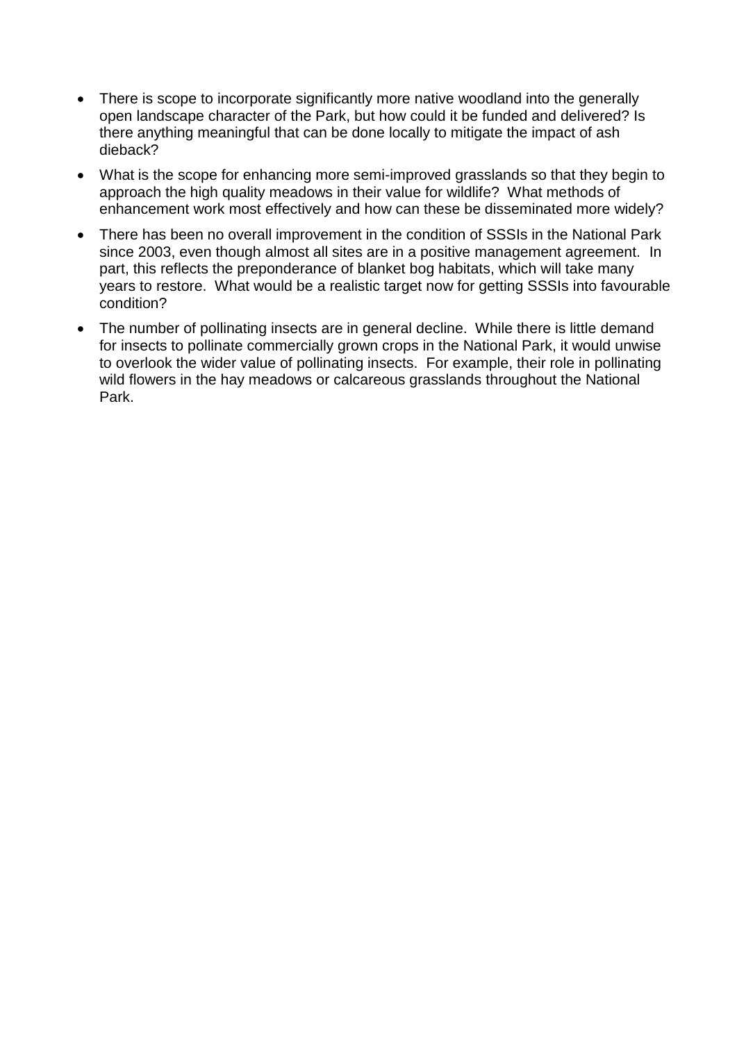- There is scope to incorporate significantly more native woodland into the generally open landscape character of the Park, but how could it be funded and delivered? Is there anything meaningful that can be done locally to mitigate the impact of ash dieback?
- What is the scope for enhancing more semi-improved grasslands so that they begin to approach the high quality meadows in their value for wildlife? What methods of enhancement work most effectively and how can these be disseminated more widely?
- There has been no overall improvement in the condition of SSSIs in the National Park since 2003, even though almost all sites are in a positive management agreement. In part, this reflects the preponderance of blanket bog habitats, which will take many years to restore. What would be a realistic target now for getting SSSIs into favourable condition?
- The number of pollinating insects are in general decline. While there is little demand for insects to pollinate commercially grown crops in the National Park, it would unwise to overlook the wider value of pollinating insects. For example, their role in pollinating wild flowers in the hay meadows or calcareous grasslands throughout the National Park.